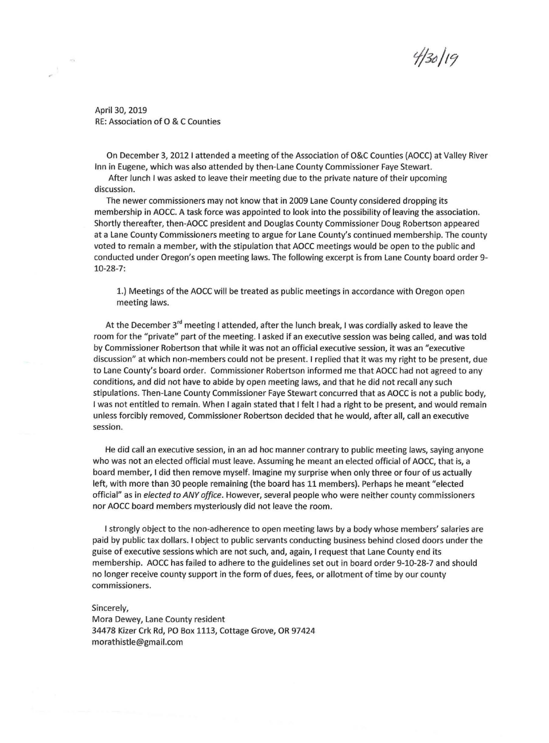4/30/19

April 30, 2019
RE: Association of O & C Counties

On December 3, 2012 I attended a meeting of the Association of O&C Counties (AOCC) at Valley River Inn in Eugene, which was also attended by then-Lane County Commissioner Faye Stewart.

After lunch I was asked to leave their meeting due to the private nature of their upcoming discussion.

The newer commissioners may not know that in 2009 Lane County considered dropping its membership in AOCC. A task force was appointed to look into the possibility of leaving the association. Shortly thereafter, then-AOCC president and Douglas County Commissioner Doug Robertson appeared at a Lane County Commissioners meeting to argue for Lane County's continued membership. The county voted to remain a member, with the stipulation that AOCC meetings would be open to the public and conducted under Oregon's open meeting laws. The following excerpt is from Lane County board order 9-10-28-7:

> 1.) Meetings of the AOCC will be treated as public meetings in accordance with Oregon open meeting laws.

At the December 3rd meeting I attended, after the lunch break, I was cordially asked to leave the room for the "private" part of the meeting. I asked if an executive session was being called, and was told by Commissioner Robertson that while it was not an official executive session, it was an "executive discussion" at which non-members could not be present. I replied that it was my right to be present, due to Lane County's board order. Commissioner Robertson informed me that AOCC had not agreed to any conditions, and did not have to abide by open meeting laws, and that he did not recall any such stipulations. Then-Lane County Commissioner Faye Stewart concurred that as AOCC is not a public body, I was not entitled to remain. When I again stated that I felt I had a right to be present, and would remain unless forcibly removed, Commissioner Robertson decided that he would, after all, call an executive session.

He did call an executive session, in an ad hoc manner contrary to public meeting laws, saying anyone who was not an elected official must leave. Assuming he meant an elected official of AOCC, that is, a board member, I did then remove myself. Imagine my surprise when only three or four of us actually left, with more than 30 people remaining (the board has 11 members). Perhaps he meant "elected official" as in *elected to ANY office*. However, several people who were neither county commissioners nor AOCC board members mysteriously did not leave the room.

I strongly object to the non-adherence to open meeting laws by a body whose members' salaries are paid by public tax dollars. I object to public servants conducting business behind closed doors under the guise of executive sessions which are not such, and, again, I request that Lane County end its membership. AOCC has failed to adhere to the guidelines set out in board order 9-10-28-7 and should no longer receive county support in the form of dues, fees, or allotment of time by our county commissioners.

Sincerely,
Mora Dewey, Lane County resident
34478 Kizer Crk Rd, PO Box 1113, Cottage Grove, OR 97424
morathistle@gmail.com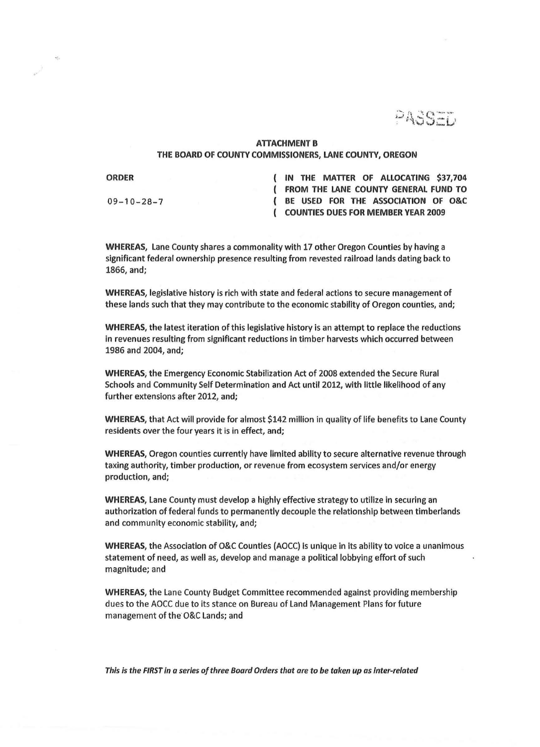PASSED

**ATTACHMENT B**
**THE BOARD OF COUNTY COMMISSIONERS, LANE COUNTY, OREGON**

| | |
|---|---|
| **ORDER** | **( IN THE MATTER OF ALLOCATING $37,704** |
| | **( FROM THE LANE COUNTY GENERAL FUND TO** |
| 09-10-28-7 | **( BE USED FOR THE ASSOCIATION OF O&C** |
| | **( COUNTIES DUES FOR MEMBER YEAR 2009** |

**WHEREAS,** Lane County shares a commonality with 17 other Oregon Counties by having a significant federal ownership presence resulting from revested railroad lands dating back to 1866, and;

**WHEREAS,** legislative history is rich with state and federal actions to secure management of these lands such that they may contribute to the economic stability of Oregon counties, and;

**WHEREAS,** the latest iteration of this legislative history is an attempt to replace the reductions in revenues resulting from significant reductions in timber harvests which occurred between 1986 and 2004, and;

**WHEREAS,** the Emergency Economic Stabilization Act of 2008 extended the Secure Rural Schools and Community Self Determination and Act until 2012, with little likelihood of any further extensions after 2012, and;

**WHEREAS,** that Act will provide for almost $142 million in quality of life benefits to Lane County residents over the four years it is in effect, and;

**WHEREAS,** Oregon counties currently have limited ability to secure alternative revenue through taxing authority, timber production, or revenue from ecosystem services and/or energy production, and;

**WHEREAS,** Lane County must develop a highly effective strategy to utilize in securing an authorization of federal funds to permanently decouple the relationship between timberlands and community economic stability, and;

**WHEREAS,** the Association of O&C Counties (AOCC) is unique in its ability to voice a unanimous statement of need, as well as, develop and manage a political lobbying effort of such magnitude; and

**WHEREAS,** the Lane County Budget Committee recommended against providing membership dues to the AOCC due to its stance on Bureau of Land Management Plans for future management of the O&C Lands; and

***This is the FIRST in a series of three Board Orders that are to be taken up as inter-related***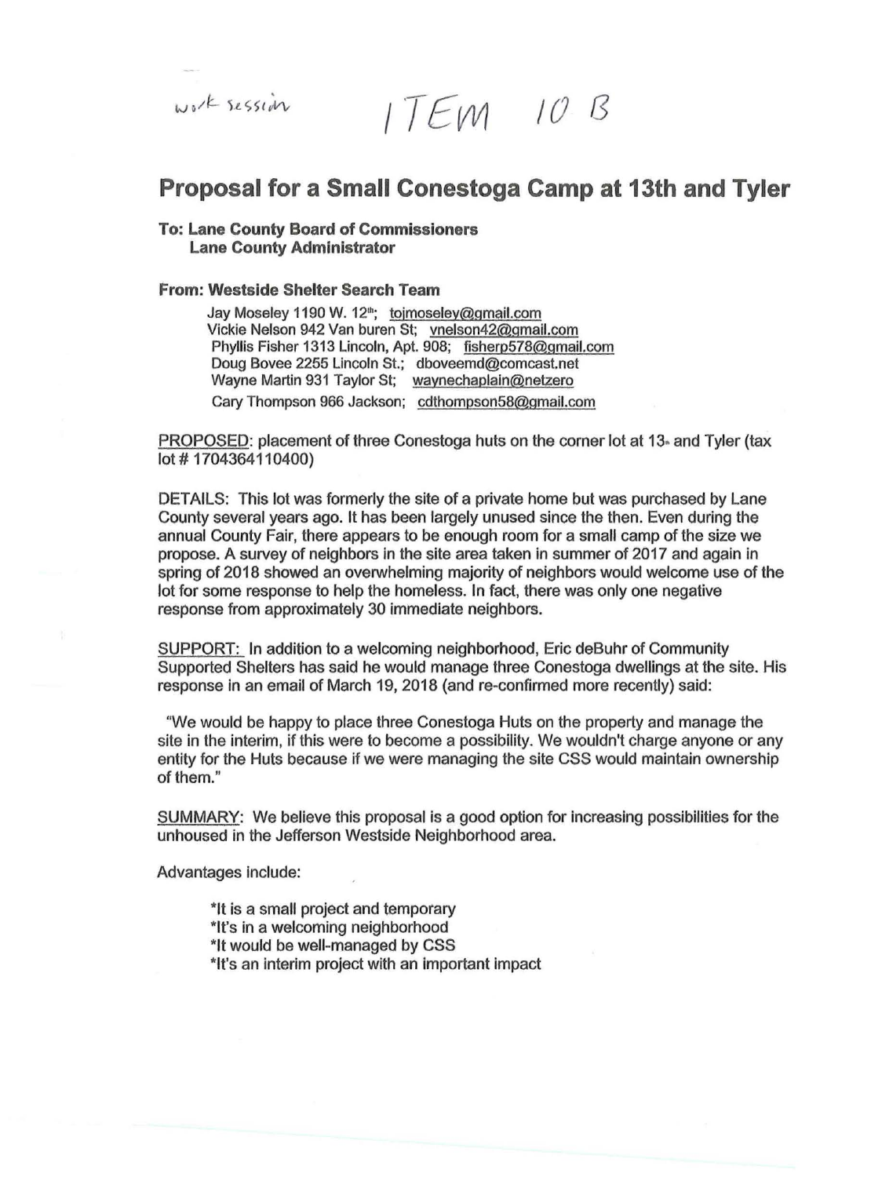work session ITEM 10 B

# Proposal for a Small Conestoga Camp at 13th and Tyler

**To: Lane County Board of Commissioners**
**Lane County Administrator**

**From: Westside Shelter Search Team**

Jay Moseley 1190 W. 12th; tojmoseley@gmail.com
Vickie Nelson 942 Van buren St; vnelson42@gmail.com
Phyllis Fisher 1313 Lincoln, Apt. 908; fisherp578@gmail.com
Doug Bovee 2255 Lincoln St.; dboveemd@comcast.net
Wayne Martin 931 Taylor St; waynechaplain@netzero
Cary Thompson 966 Jackson; cdthompson58@gmail.com

PROPOSED: placement of three Conestoga huts on the corner lot at 13th and Tyler (tax lot # 1704364110400)

DETAILS: This lot was formerly the site of a private home but was purchased by Lane County several years ago. It has been largely unused since the then. Even during the annual County Fair, there appears to be enough room for a small camp of the size we propose. A survey of neighbors in the site area taken in summer of 2017 and again in spring of 2018 showed an overwhelming majority of neighbors would welcome use of the lot for some response to help the homeless. In fact, there was only one negative response from approximately 30 immediate neighbors.

SUPPORT: In addition to a welcoming neighborhood, Eric deBuhr of Community Supported Shelters has said he would manage three Conestoga dwellings at the site. His response in an email of March 19, 2018 (and re-confirmed more recently) said:

"We would be happy to place three Conestoga Huts on the property and manage the site in the interim, if this were to become a possibility. We wouldn't charge anyone or any entity for the Huts because if we were managing the site CSS would maintain ownership of them."

SUMMARY: We believe this proposal is a good option for increasing possibilities for the unhoused in the Jefferson Westside Neighborhood area.

Advantages include:

*It is a small project and temporary
*It's in a welcoming neighborhood
*It would be well-managed by CSS
*It's an interim project with an important impact